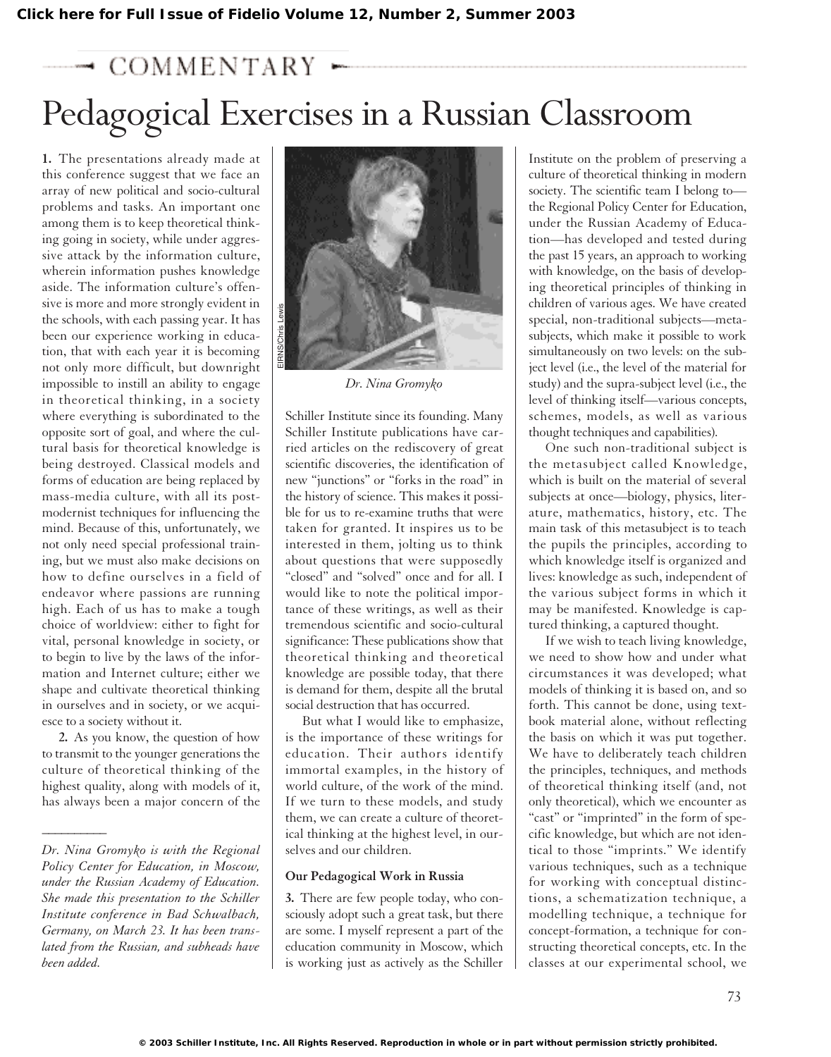COMMENTARY

# Pedagogical Exercises in a Russian Classroom

**1.** The presentations already made at this conference suggest that we face an array of new political and socio-cultural problems and tasks. An important one among them is to keep theoretical thinking going in society, while under aggressive attack by the information culture, wherein information pushes knowledge aside. The information culture's offensive is more and more strongly evident in the schools, with each passing year. It has been our experience working in education, that with each year it is becoming not only more difficult, but downright impossible to instill an ability to engage in theoretical thinking, in a society where everything is subordinated to the opposite sort of goal, and where the cultural basis for theoretical knowledge is being destroyed. Classical models and forms of education are being replaced by mass-media culture, with all its post-modernist techniques for influencing the mind. Because of this, unfortunately, we not only need special professional training, but we must also make decisions on how to define ourselves in a field of endeavor where passions are running high. Each of us has to make a tough choice of worldview: either to fight for vital, personal knowledge in society, or to begin to live by the laws of the information and Internet culture; either we shape and cultivate theoretical thinking in ourselves and in society, or we acquiesce to a society without it.

**2.** As you know, the question of how to transmit to the younger generations the culture of theoretical thinking of the highest quality, along with models of it, has always been a major concern of the Schiller Institute since its founding. Many Schiller Institute publications have carried articles on the rediscovery of great scientific discoveries, the identification of new "junctions" or "forks in the road" in the history of science. This makes it possible for us to re-examine truths that were taken for granted. It inspires us to be interested in them, jolting us to think about questions that were supposedly "closed" and "solved" once and for all. I would like to note the political importance of these writings, as well as their tremendous scientific and socio-cultural significance: These publications show that theoretical thinking and theoretical knowledge are possible today, that there is demand for them, despite all the brutal social destruction that has occurred.

But what I would like to emphasize, is the importance of these writings for education. Their authors identify immortal examples, in the history of world culture, of the work of the mind. If we turn to these models, and study them, we can create a culture of theoretical thinking at the highest level, in ourselves and our children.

*Dr. Nina Gromyko*

### Our Pedagogical Work in Russia

**3.** There are few people today, who consciously adopt such a great task, but there are some. I myself represent a part of the education community in Moscow, which is working just as actively as the Schiller Institute on the problem of preserving a culture of theoretical thinking in modern society. The scientific team I belong to—the Regional Policy Center for Education, under the Russian Academy of Education—has developed and tested during the past 15 years, an approach to working with knowledge, on the basis of developing theoretical principles of thinking in children of various ages. We have created special, non-traditional subjects—metasubjects, which make it possible to work simultaneously on two levels: on the subject level (i.e., the level of the material for study) and the supra-subject level (i.e., the level of thinking itself—various concepts, schemes, models, as well as various thought techniques and capabilities).

One such non-traditional subject is the metasubject called Knowledge, which is built on the material of several subjects at once—biology, physics, literature, mathematics, history, etc. The main task of this metasubject is to teach the pupils the principles, according to which knowledge itself is organized and lives: knowledge as such, independent of the various subject forms in which it may be manifested. Knowledge is captured thinking, a captured thought.

If we wish to teach living knowledge, we need to show how and under what circumstances it was developed; what models of thinking it is based on, and so forth. This cannot be done, using textbook material alone, without reflecting the basis on which it was put together. We have to deliberately teach children the principles, techniques, and methods of theoretical thinking itself (and, not only theoretical), which we encounter as "cast" or "imprinted" in the form of specific knowledge, but which are not identical to those "imprints." We identify various techniques, such as a technique for working with conceptual distinctions, a schematization technique, a modelling technique, a technique for concept-formation, a technique for constructing theoretical concepts, etc. In the classes at our experimental school, we

---

*Dr. Nina Gromyko is with the Regional Policy Center for Education, in Moscow, under the Russian Academy of Education. She made this presentation to the Schiller Institute conference in Bad Schwalbach, Germany, on March 23. It has been translated from the Russian, and subheads have been added.*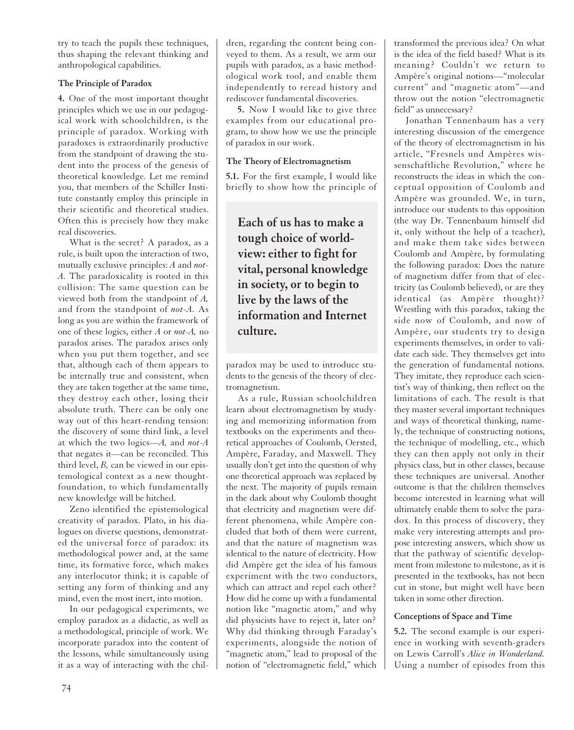try to teach the pupils these techniques, thus shaping the relevant thinking and anthropological capabilities.

### The Principle of Paradox

**4.** One of the most important thought principles which we use in our pedagogical work with schoolchildren, is the principle of paradox. Working with paradoxes is extraordinarily productive from the standpoint of drawing the student into the process of the genesis of theoretical knowledge. Let me remind you, that members of the Schiller Institute constantly employ this principle in their scientific and theoretical studies. Often this is precisely how they make real discoveries.

What is the secret? A paradox, as a rule, is built upon the interaction of two, mutually exclusive principles: *A* and *not-A.* The paradoxicality is rooted in this collision: The same question can be viewed both from the standpoint of *A,* and from the standpoint of *not-A.* As long as you are within the framework of one of these logics, either *A* or *not-A,* no paradox arises. The paradox arises only when you put them together, and see that, although each of them appears to be internally true and consistent, when they are taken together at the same time, they destroy each other, losing their absolute truth. There can be only one way out of this heart-rending tension: the discovery of some third link, a level at which the two logics—*A,* and *not-A* that negates it—can be reconciled. This third level, *B,* can be viewed in our epistemological context as a new thought-foundation, to which fundamentally new knowledge will be hitched.

Zeno identified the epistemological creativity of paradox. Plato, in his dialogues on diverse questions, demonstrated the universal force of paradox: its methodological power and, at the same time, its formative force, which makes any interlocutor think; it is capable of setting any form of thinking and any mind, even the most inert, into motion.

In our pedagogical experiments, we employ paradox as a didactic, as well as a methodological, principle of work. We incorporate paradox into the content of the lessons, while simultaneously using it as a way of interacting with the children, regarding the content being conveyed to them. As a result, we arm our pupils with paradox, as a basic methodological work tool, and enable them independently to reread history and rediscover fundamental discoveries.

**5.** Now I would like to give three examples from our educational program, to show how we use the principle of paradox in our work.

### The Theory of Electromagnetism

**5.1.** For the first example, I would like briefly to show how the principle of paradox may be used to introduce students to the genesis of the theory of electromagnetism.

> **Each of us has to make a tough choice of world-view: either to fight for vital, personal knowledge in society, or to begin to live by the laws of the information and Internet culture.**

As a rule, Russian schoolchildren learn about electromagnetism by studying and memorizing information from textbooks on the experiments and theoretical approaches of Coulomb, Oersted, Ampère, Faraday, and Maxwell. They usually don't get into the question of why one theoretical approach was replaced by the next. The majority of pupils remain in the dark about why Coulomb thought that electricity and magnetism were different phenomena, while Ampère concluded that both of them were current, and that the nature of magnetism was identical to the nature of electricity. How did Ampère get the idea of his famous experiment with the two conductors, which can attract and repel each other? How did he come up with a fundamental notion like "magnetic atom," and why did physicists have to reject it, later on? Why did thinking through Faraday's experiments, alongside the notion of "magnetic atom," lead to proposal of the notion of "electromagnetic field," which transformed the previous idea? On what is the idea of the field based? What is its meaning? Couldn't we return to Ampère's original notions—"molecular current" and "magnetic atom"—and throw out the notion "electromagnetic field" as unnecessary?

Jonathan Tennenbaum has a very interesting discussion of the emergence of the theory of electromagnetism in his article, "Fresnels und Ampères wissenschaftliche Revolution," where he reconstructs the ideas in which the conceptual opposition of Coulomb and Ampère was grounded. We, in turn, introduce our students to this opposition (the way Dr. Tennenbaum himself did it, only without the help of a teacher), and make them take sides between Coulomb and Ampère, by formulating the following paradox: Does the nature of magnetism differ from that of electricity (as Coulomb believed), or are they identical (as Ampère thought)? Wrestling with this paradox, taking the side now of Coulomb, and now of Ampère, our students try to design experiments themselves, in order to validate each side. They themselves get into the generation of fundamental notions. They imitate, they reproduce each scientist's way of thinking, then reflect on the limitations of each. The result is that they master several important techniques and ways of theoretical thinking, namely, the technique of constructing notions, the technique of modelling, etc., which they can then apply not only in their physics class, but in other classes, because these techniques are universal. Another outcome is that the children themselves become interested in learning what will ultimately enable them to solve the paradox. In this process of discovery, they make very interesting attempts and propose interesting answers, which show us that the pathway of scientific development from milestone to milestone, as it is presented in the textbooks, has not been cut in stone, but might well have been taken in some other direction.

### Conceptions of Space and Time

**5.2.** The second example is our experience in working with seventh-graders on Lewis Carroll's *Alice in Wonderland.* Using a number of episodes from this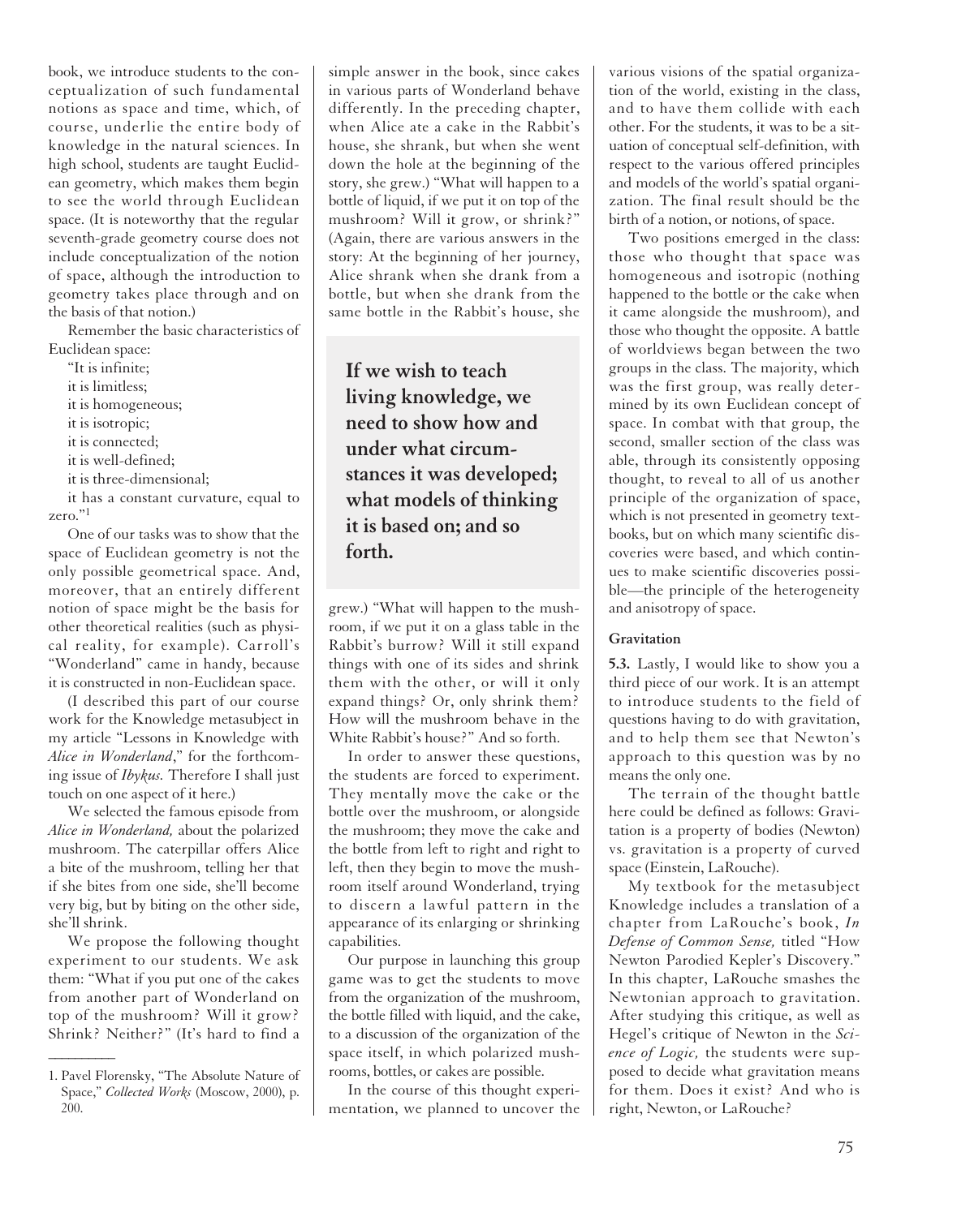book, we introduce students to the conceptualization of such fundamental notions as space and time, which, of course, underlie the entire body of knowledge in the natural sciences. In high school, students are taught Euclidean geometry, which makes them begin to see the world through Euclidean space. (It is noteworthy that the regular seventh-grade geometry course does not include conceptualization of the notion of space, although the introduction to geometry takes place through and on the basis of that notion.)

Remember the basic characteristics of Euclidean space:

"It is infinite;
it is limitless;
it is homogeneous;
it is isotropic;
it is connected;
it is well-defined;
it is three-dimensional;
it has a constant curvature, equal to zero."[1]

One of our tasks was to show that the space of Euclidean geometry is not the only possible geometrical space. And, moreover, that an entirely different notion of space might be the basis for other theoretical realities (such as physical reality, for example). Carroll's "Wonderland" came in handy, because it is constructed in non-Euclidean space.

(I described this part of our course work for the Knowledge metasubject in my article "Lessons in Knowledge with *Alice in Wonderland*," for the forthcoming issue of *Ibykus.* Therefore I shall just touch on one aspect of it here.)

We selected the famous episode from *Alice in Wonderland,* about the polarized mushroom. The caterpillar offers Alice a bite of the mushroom, telling her that if she bites from one side, she'll become very big, but by biting on the other side, she'll shrink.

We propose the following thought experiment to our students. We ask them: "What if you put one of the cakes from another part of Wonderland on top of the mushroom? Will it grow? Shrink? Neither?" (It's hard to find a simple answer in the book, since cakes in various parts of Wonderland behave differently. In the preceding chapter, when Alice ate a cake in the Rabbit's house, she shrank, but when she went down the hole at the beginning of the story, she grew.) "What will happen to a bottle of liquid, if we put it on top of the mushroom? Will it grow, or shrink?" (Again, there are various answers in the story: At the beginning of her journey, Alice shrank when she drank from a bottle, but when she drank from the same bottle in the Rabbit's house, she grew.) "What will happen to the mushroom, if we put it on a glass table in the Rabbit's burrow? Will it still expand things with one of its sides and shrink them with the other, or will it only expand things? Or, only shrink them? How will the mushroom behave in the White Rabbit's house?" And so forth.

> **If we wish to teach living knowledge, we need to show how and under what circumstances it was developed; what models of thinking it is based on; and so forth.**

In order to answer these questions, the students are forced to experiment. They mentally move the cake or the bottle over the mushroom, or alongside the mushroom; they move the cake and the bottle from left to right and right to left, then they begin to move the mushroom itself around Wonderland, trying to discern a lawful pattern in the appearance of its enlarging or shrinking capabilities.

Our purpose in launching this group game was to get the students to move from the organization of the mushroom, the bottle filled with liquid, and the cake, to a discussion of the organization of the space itself, in which polarized mushrooms, bottles, or cakes are possible.

In the course of this thought experimentation, we planned to uncover the various visions of the spatial organization of the world, existing in the class, and to have them collide with each other. For the students, it was to be a situation of conceptual self-definition, with respect to the various offered principles and models of the world's spatial organization. The final result should be the birth of a notion, or notions, of space.

Two positions emerged in the class: those who thought that space was homogeneous and isotropic (nothing happened to the bottle or the cake when it came alongside the mushroom), and those who thought the opposite. A battle of worldviews began between the two groups in the class. The majority, which was the first group, was really determined by its own Euclidean concept of space. In combat with that group, the second, smaller section of the class was able, through its consistently opposing thought, to reveal to all of us another principle of the organization of space, which is not presented in geometry textbooks, but on which many scientific discoveries were based, and which continues to make scientific discoveries possible—the principle of the heterogeneity and anisotropy of space.

#### Gravitation

**5.3.** Lastly, I would like to show you a third piece of our work. It is an attempt to introduce students to the field of questions having to do with gravitation, and to help them see that Newton's approach to this question was by no means the only one.

The terrain of the thought battle here could be defined as follows: Gravitation is a property of bodies (Newton) vs. gravitation is a property of curved space (Einstein, LaRouche).

My textbook for the metasubject Knowledge includes a translation of a chapter from LaRouche's book, *In Defense of Common Sense,* titled "How Newton Parodied Kepler's Discovery." In this chapter, LaRouche smashes the Newtonian approach to gravitation. After studying this critique, as well as Hegel's critique of Newton in the *Science of Logic,* the students were supposed to decide what gravitation means for them. Does it exist? And who is right, Newton, or LaRouche?

---

1. Pavel Florensky, "The Absolute Nature of Space," *Collected Works* (Moscow, 2000), p. 200.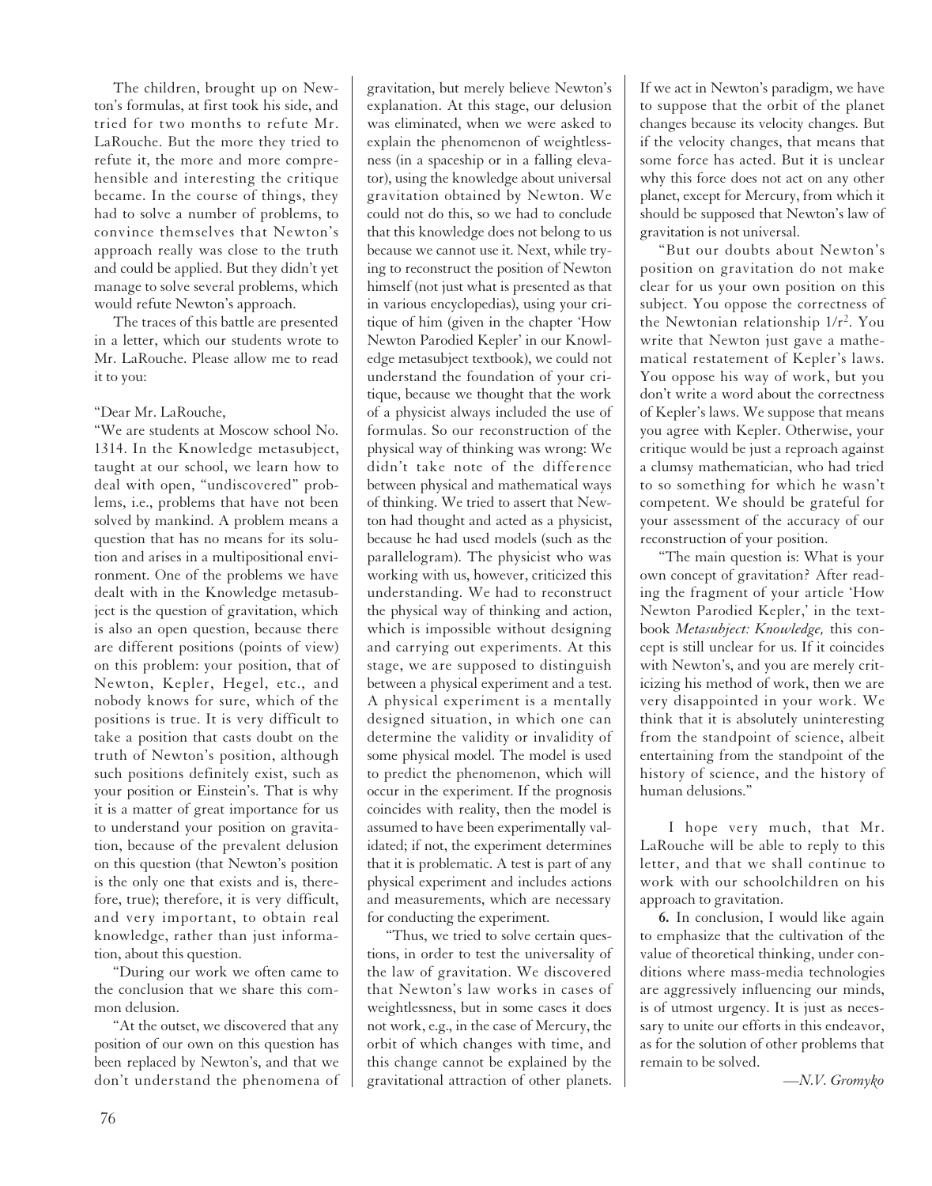The children, brought up on Newton's formulas, at first took his side, and tried for two months to refute Mr. LaRouche. But the more they tried to refute it, the more and more comprehensible and interesting the critique became. In the course of things, they had to solve a number of problems, to convince themselves that Newton's approach really was close to the truth and could be applied. But they didn't yet manage to solve several problems, which would refute Newton's approach.

The traces of this battle are presented in a letter, which our students wrote to Mr. LaRouche. Please allow me to read it to you:

"Dear Mr. LaRouche,

"We are students at Moscow school No. 1314. In the Knowledge metasubject, taught at our school, we learn how to deal with open, "undiscovered" problems, i.e., problems that have not been solved by mankind. A problem means a question that has no means for its solution and arises in a multipositional environment. One of the problems we have dealt with in the Knowledge metasubject is the question of gravitation, which is also an open question, because there are different positions (points of view) on this problem: your position, that of Newton, Kepler, Hegel, etc., and nobody knows for sure, which of the positions is true. It is very difficult to take a position that casts doubt on the truth of Newton's position, although such positions definitely exist, such as your position or Einstein's. That is why it is a matter of great importance for us to understand your position on gravitation, because of the prevalent delusion on this question (that Newton's position is the only one that exists and is, therefore, true); therefore, it is very difficult, and very important, to obtain real knowledge, rather than just information, about this question.

"During our work we often came to the conclusion that we share this common delusion.

"At the outset, we discovered that any position of our own on this question has been replaced by Newton's, and that we don't understand the phenomena of gravitation, but merely believe Newton's explanation. At this stage, our delusion was eliminated, when we were asked to explain the phenomenon of weightlessness (in a spaceship or in a falling elevator), using the knowledge about universal gravitation obtained by Newton. We could not do this, so we had to conclude that this knowledge does not belong to us because we cannot use it. Next, while trying to reconstruct the position of Newton himself (not just what is presented as that in various encyclopedias), using your critique of him (given in the chapter 'How Newton Parodied Kepler' in our Knowledge metasubject textbook), we could not understand the foundation of your critique, because we thought that the work of a physicist always included the use of formulas. So our reconstruction of the physical way of thinking was wrong: We didn't take note of the difference between physical and mathematical ways of thinking. We tried to assert that Newton had thought and acted as a physicist, because he had used models (such as the parallelogram). The physicist who was working with us, however, criticized this understanding. We had to reconstruct the physical way of thinking and action, which is impossible without designing and carrying out experiments. At this stage, we are supposed to distinguish between a physical experiment and a test. A physical experiment is a mentally designed situation, in which one can determine the validity or invalidity of some physical model. The model is used to predict the phenomenon, which will occur in the experiment. If the prognosis coincides with reality, then the model is assumed to have been experimentally validated; if not, the experiment determines that it is problematic. A test is part of any physical experiment and includes actions and measurements, which are necessary for conducting the experiment.

"Thus, we tried to solve certain questions, in order to test the universality of the law of gravitation. We discovered that Newton's law works in cases of weightlessness, but in some cases it does not work, e.g., in the case of Mercury, the orbit of which changes with time, and this change cannot be explained by the gravitational attraction of other planets. If we act in Newton's paradigm, we have to suppose that the orbit of the planet changes because its velocity changes. But if the velocity changes, that means that some force has acted. But it is unclear why this force does not act on any other planet, except for Mercury, from which it should be supposed that Newton's law of gravitation is not universal.

"But our doubts about Newton's position on gravitation do not make clear for us your own position on this subject. You oppose the correctness of the Newtonian relationship $1/r^2$. You write that Newton just gave a mathematical restatement of Kepler's laws. You oppose his way of work, but you don't write a word about the correctness of Kepler's laws. We suppose that means you agree with Kepler. Otherwise, your critique would be just a reproach against a clumsy mathematician, who had tried to so something for which he wasn't competent. We should be grateful for your assessment of the accuracy of our reconstruction of your position.

"The main question is: What is your own concept of gravitation? After reading the fragment of your article 'How Newton Parodied Kepler,' in the textbook *Metasubject: Knowledge,* this concept is still unclear for us. If it coincides with Newton's, and you are merely criticizing his method of work, then we are very disappointed in your work. We think that it is absolutely uninteresting from the standpoint of science, albeit entertaining from the standpoint of the history of science, and the history of human delusions."

I hope very much, that Mr. LaRouche will be able to reply to this letter, and that we shall continue to work with our schoolchildren on his approach to gravitation.

**6.** In conclusion, I would like again to emphasize that the cultivation of the value of theoretical thinking, under conditions where mass-media technologies are aggressively influencing our minds, is of utmost urgency. It is just as necessary to unite our efforts in this endeavor, as for the solution of other problems that remain to be solved.

*—N.V. Gromyko*